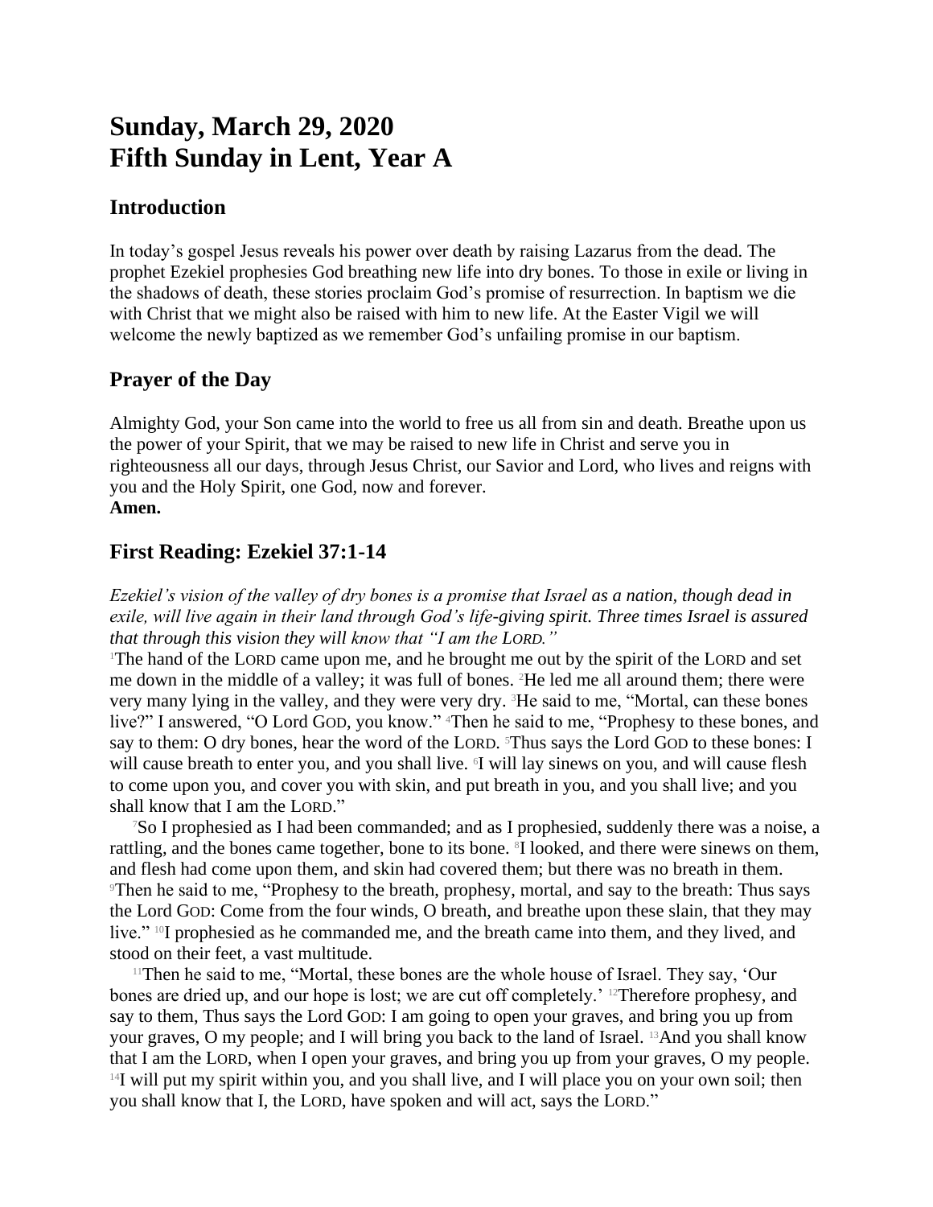# Sunday, March 29, 2020
# Fifth Sunday in Lent, Year A

## Introduction

In today's gospel Jesus reveals his power over death by raising Lazarus from the dead. The prophet Ezekiel prophesies God breathing new life into dry bones. To those in exile or living in the shadows of death, these stories proclaim God's promise of resurrection. In baptism we die with Christ that we might also be raised with him to new life. At the Easter Vigil we will welcome the newly baptized as we remember God's unfailing promise in our baptism.

## Prayer of the Day

Almighty God, your Son came into the world to free us all from sin and death. Breathe upon us the power of your Spirit, that we may be raised to new life in Christ and serve you in righteousness all our days, through Jesus Christ, our Savior and Lord, who lives and reigns with you and the Holy Spirit, one God, now and forever.
**Amen.**

## First Reading: Ezekiel 37:1-14

*Ezekiel's vision of the valley of dry bones is a promise that Israel as a nation, though dead in exile, will live again in their land through God's life-giving spirit. Three times Israel is assured that through this vision they will know that "I am the LORD."*

[1]The hand of the LORD came upon me, and he brought me out by the spirit of the LORD and set me down in the middle of a valley; it was full of bones. [2]He led me all around them; there were very many lying in the valley, and they were very dry. [3]He said to me, "Mortal, can these bones live?" I answered, "O Lord GOD, you know." [4]Then he said to me, "Prophesy to these bones, and say to them: O dry bones, hear the word of the LORD. [5]Thus says the Lord GOD to these bones: I will cause breath to enter you, and you shall live. [6]I will lay sinews on you, and will cause flesh to come upon you, and cover you with skin, and put breath in you, and you shall live; and you shall know that I am the LORD."

[7]So I prophesied as I had been commanded; and as I prophesied, suddenly there was a noise, a rattling, and the bones came together, bone to its bone. [8]I looked, and there were sinews on them, and flesh had come upon them, and skin had covered them; but there was no breath in them. [9]Then he said to me, "Prophesy to the breath, prophesy, mortal, and say to the breath: Thus says the Lord GOD: Come from the four winds, O breath, and breathe upon these slain, that they may live." [10]I prophesied as he commanded me, and the breath came into them, and they lived, and stood on their feet, a vast multitude.

[11]Then he said to me, "Mortal, these bones are the whole house of Israel. They say, 'Our bones are dried up, and our hope is lost; we are cut off completely.' [12]Therefore prophesy, and say to them, Thus says the Lord GOD: I am going to open your graves, and bring you up from your graves, O my people; and I will bring you back to the land of Israel. [13]And you shall know that I am the LORD, when I open your graves, and bring you up from your graves, O my people. [14]I will put my spirit within you, and you shall live, and I will place you on your own soil; then you shall know that I, the LORD, have spoken and will act, says the LORD."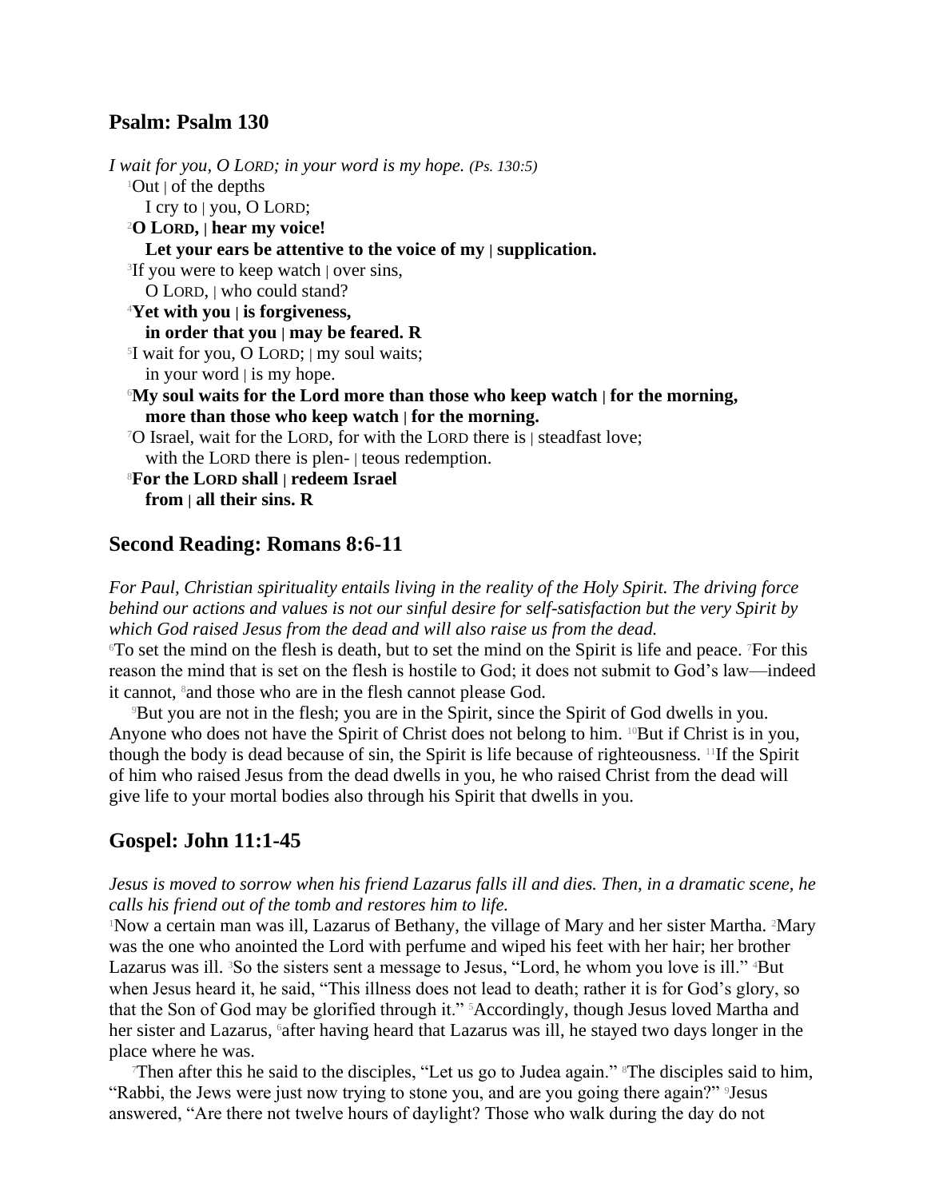## Psalm: Psalm 130

*I wait for you, O LORD; in your word is my hope.* *(Ps. 130:5)*

[1]Out | of the depths
I cry to | you, O LORD;
[2]**O LORD, | hear my voice!**
**Let your ears be attentive to the voice of my | supplication.**
[3]If you were to keep watch | over sins,
O LORD, | who could stand?
[4]**Yet with you | is forgiveness,**
**in order that you | may be feared. R**
[5]I wait for you, O LORD; | my soul waits;
in your word | is my hope.
[6]**My soul waits for the Lord more than those who keep watch | for the morning,**
**more than those who keep watch | for the morning.**
[7]O Israel, wait for the LORD, for with the LORD there is | steadfast love;
with the LORD there is plen- | teous redemption.
[8]**For the LORD shall | redeem Israel**
**from | all their sins. R**

## Second Reading: Romans 8:6-11

*For Paul, Christian spirituality entails living in the reality of the Holy Spirit. The driving force behind our actions and values is not our sinful desire for self-satisfaction but the very Spirit by which God raised Jesus from the dead and will also raise us from the dead.*

[6]To set the mind on the flesh is death, but to set the mind on the Spirit is life and peace. [7]For this reason the mind that is set on the flesh is hostile to God; it does not submit to God's law—indeed it cannot, [8]and those who are in the flesh cannot please God.

[9]But you are not in the flesh; you are in the Spirit, since the Spirit of God dwells in you. Anyone who does not have the Spirit of Christ does not belong to him. [10]But if Christ is in you, though the body is dead because of sin, the Spirit is life because of righteousness. [11]If the Spirit of him who raised Jesus from the dead dwells in you, he who raised Christ from the dead will give life to your mortal bodies also through his Spirit that dwells in you.

## Gospel: John 11:1-45

*Jesus is moved to sorrow when his friend Lazarus falls ill and dies. Then, in a dramatic scene, he calls his friend out of the tomb and restores him to life.*

[1]Now a certain man was ill, Lazarus of Bethany, the village of Mary and her sister Martha. [2]Mary was the one who anointed the Lord with perfume and wiped his feet with her hair; her brother Lazarus was ill. [3]So the sisters sent a message to Jesus, "Lord, he whom you love is ill." [4]But when Jesus heard it, he said, "This illness does not lead to death; rather it is for God's glory, so that the Son of God may be glorified through it." [5]Accordingly, though Jesus loved Martha and her sister and Lazarus, [6]after having heard that Lazarus was ill, he stayed two days longer in the place where he was.

[7]Then after this he said to the disciples, "Let us go to Judea again." [8]The disciples said to him, "Rabbi, the Jews were just now trying to stone you, and are you going there again?" [9]Jesus answered, "Are there not twelve hours of daylight? Those who walk during the day do not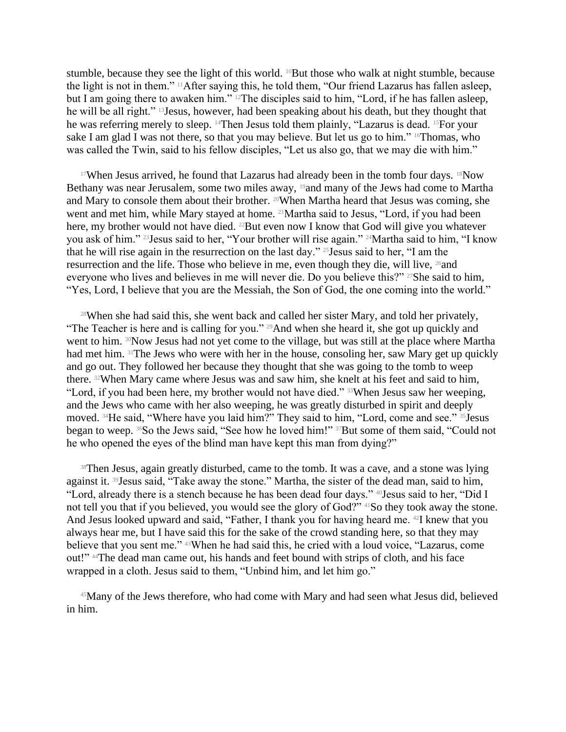stumble, because they see the light of this world. [10]But those who walk at night stumble, because the light is not in them." [11]After saying this, he told them, "Our friend Lazarus has fallen asleep, but I am going there to awaken him." [12]The disciples said to him, "Lord, if he has fallen asleep, he will be all right." [13]Jesus, however, had been speaking about his death, but they thought that he was referring merely to sleep. [14]Then Jesus told them plainly, "Lazarus is dead. [15]For your sake I am glad I was not there, so that you may believe. But let us go to him." [16]Thomas, who was called the Twin, said to his fellow disciples, "Let us also go, that we may die with him."

[17]When Jesus arrived, he found that Lazarus had already been in the tomb four days. [18]Now Bethany was near Jerusalem, some two miles away, [19]and many of the Jews had come to Martha and Mary to console them about their brother. [20]When Martha heard that Jesus was coming, she went and met him, while Mary stayed at home. [21]Martha said to Jesus, "Lord, if you had been here, my brother would not have died. [22]But even now I know that God will give you whatever you ask of him." [23]Jesus said to her, "Your brother will rise again." [24]Martha said to him, "I know that he will rise again in the resurrection on the last day." [25]Jesus said to her, "I am the resurrection and the life. Those who believe in me, even though they die, will live, [26]and everyone who lives and believes in me will never die. Do you believe this?" [27]She said to him, "Yes, Lord, I believe that you are the Messiah, the Son of God, the one coming into the world."

[28]When she had said this, she went back and called her sister Mary, and told her privately, "The Teacher is here and is calling for you." [29]And when she heard it, she got up quickly and went to him. [30]Now Jesus had not yet come to the village, but was still at the place where Martha had met him. [31]The Jews who were with her in the house, consoling her, saw Mary get up quickly and go out. They followed her because they thought that she was going to the tomb to weep there. [32]When Mary came where Jesus was and saw him, she knelt at his feet and said to him, "Lord, if you had been here, my brother would not have died." [33]When Jesus saw her weeping, and the Jews who came with her also weeping, he was greatly disturbed in spirit and deeply moved. [34]He said, "Where have you laid him?" They said to him, "Lord, come and see." [35]Jesus began to weep. [36]So the Jews said, "See how he loved him!" [37]But some of them said, "Could not he who opened the eyes of the blind man have kept this man from dying?"

[38]Then Jesus, again greatly disturbed, came to the tomb. It was a cave, and a stone was lying against it. [39]Jesus said, "Take away the stone." Martha, the sister of the dead man, said to him, "Lord, already there is a stench because he has been dead four days." [40]Jesus said to her, "Did I not tell you that if you believed, you would see the glory of God?" [41]So they took away the stone. And Jesus looked upward and said, "Father, I thank you for having heard me. [42]I knew that you always hear me, but I have said this for the sake of the crowd standing here, so that they may believe that you sent me." [43]When he had said this, he cried with a loud voice, "Lazarus, come out!" [44]The dead man came out, his hands and feet bound with strips of cloth, and his face wrapped in a cloth. Jesus said to them, "Unbind him, and let him go."

[45]Many of the Jews therefore, who had come with Mary and had seen what Jesus did, believed in him.